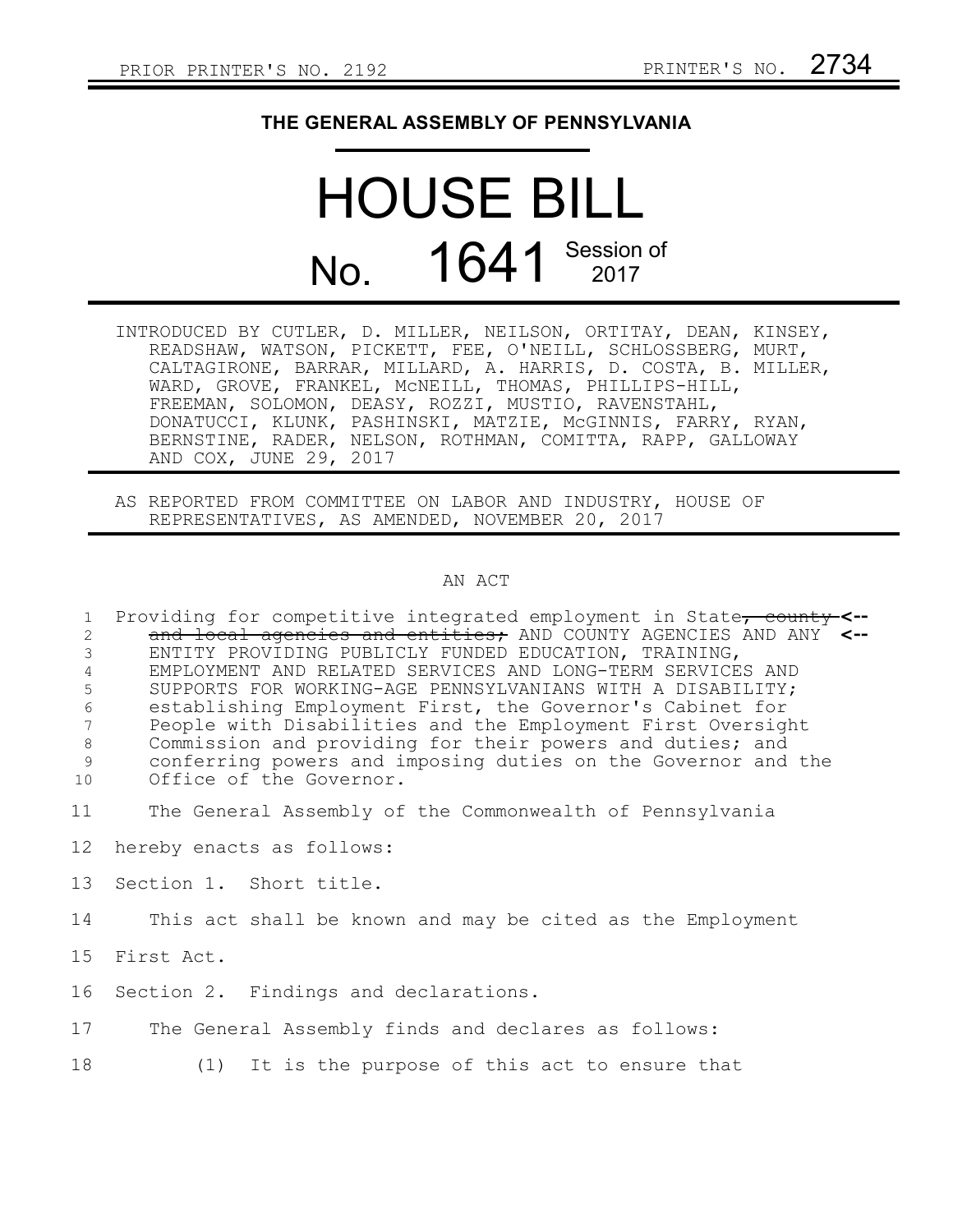PRIOR PRINTER'S NO. 2192 PRINTER'S NO. 2734

# THE GENERAL ASSEMBLY OF PENNSYLVANIA

# HOUSE BILL

## No. 1641 Session of 2017

INTRODUCED BY CUTLER, D. MILLER, NEILSON, ORTITAY, DEAN, KINSEY, READSHAW, WATSON, PICKETT, FEE, O'NEILL, SCHLOSSBERG, MURT, CALTAGIRONE, BARRAR, MILLARD, A. HARRIS, D. COSTA, B. MILLER, WARD, GROVE, FRANKEL, McNEILL, THOMAS, PHILLIPS-HILL, FREEMAN, SOLOMON, DEASY, ROZZI, MUSTIO, RAVENSTAHL, DONATUCCI, KLUNK, PASHINSKI, MATZIE, McGINNIS, FARRY, RYAN, BERNSTINE, RADER, NELSON, ROTHMAN, COMITTA, RAPP, GALLOWAY AND COX, JUNE 29, 2017

AS REPORTED FROM COMMITTEE ON LABOR AND INDUSTRY, HOUSE OF REPRESENTATIVES, AS AMENDED, NOVEMBER 20, 2017

AN ACT

Providing for competitive integrated employment in State~~, county and local agencies and entities;~~ AND COUNTY AGENCIES AND ANY ENTITY PROVIDING PUBLICLY FUNDED EDUCATION, TRAINING, EMPLOYMENT AND RELATED SERVICES AND LONG-TERM SERVICES AND SUPPORTS FOR WORKING-AGE PENNSYLVANIANS WITH A DISABILITY; establishing Employment First, the Governor's Cabinet for People with Disabilities and the Employment First Oversight Commission and providing for their powers and duties; and conferring powers and imposing duties on the Governor and the Office of the Governor.

The General Assembly of the Commonwealth of Pennsylvania hereby enacts as follows:

Section 1. Short title.

This act shall be known and may be cited as the Employment First Act.

Section 2. Findings and declarations.

The General Assembly finds and declares as follows:

(1) It is the purpose of this act to ensure that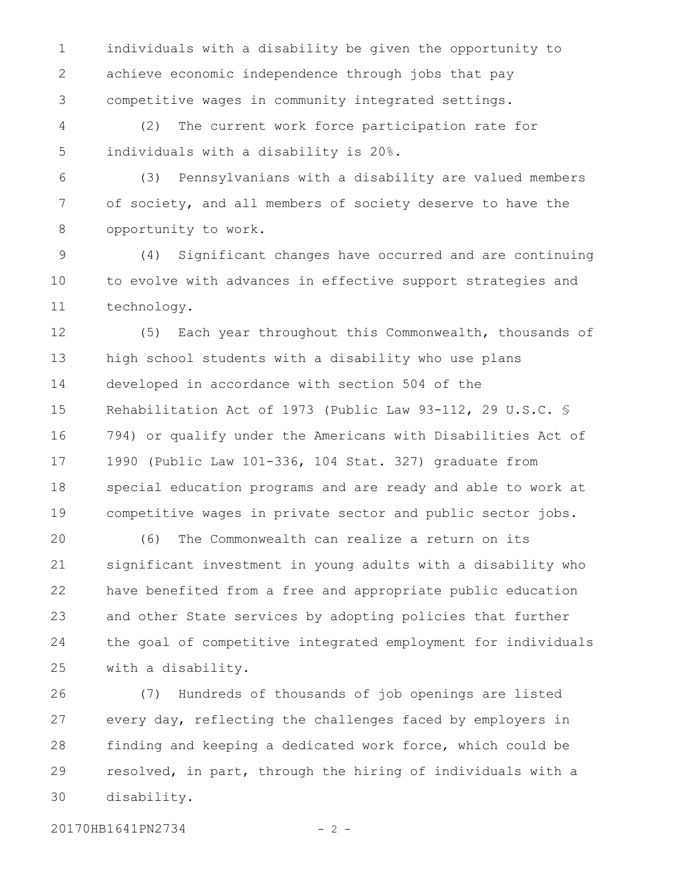individuals with a disability be given the opportunity to achieve economic independence through jobs that pay competitive wages in community integrated settings.

(2) The current work force participation rate for individuals with a disability is 20%.

(3) Pennsylvanians with a disability are valued members of society, and all members of society deserve to have the opportunity to work.

(4) Significant changes have occurred and are continuing to evolve with advances in effective support strategies and technology.

(5) Each year throughout this Commonwealth, thousands of high school students with a disability who use plans developed in accordance with section 504 of the Rehabilitation Act of 1973 (Public Law 93-112, 29 U.S.C. § 794) or qualify under the Americans with Disabilities Act of 1990 (Public Law 101-336, 104 Stat. 327) graduate from special education programs and are ready and able to work at competitive wages in private sector and public sector jobs.

(6) The Commonwealth can realize a return on its significant investment in young adults with a disability who have benefited from a free and appropriate public education and other State services by adopting policies that further the goal of competitive integrated employment for individuals with a disability.

(7) Hundreds of thousands of job openings are listed every day, reflecting the challenges faced by employers in finding and keeping a dedicated work force, which could be resolved, in part, through the hiring of individuals with a disability.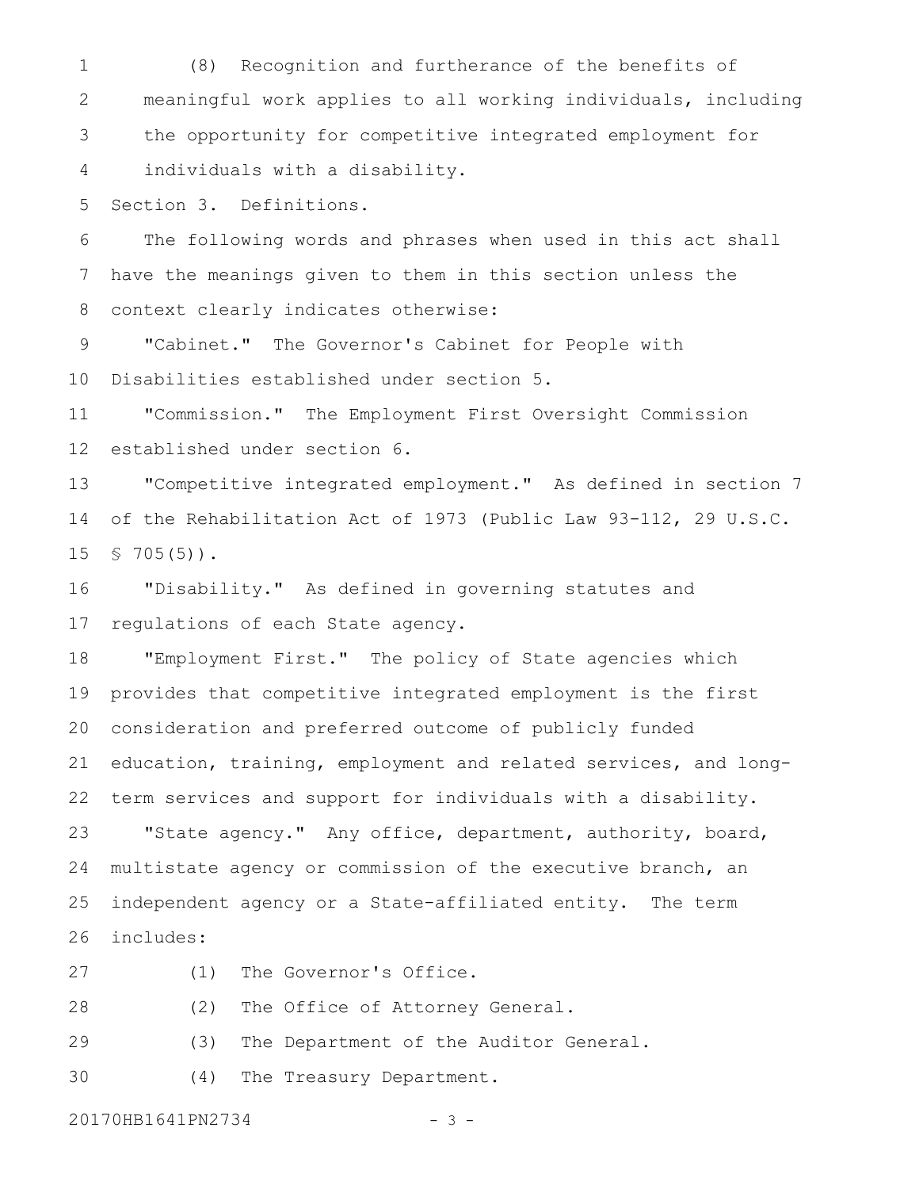(8) Recognition and furtherance of the benefits of meaningful work applies to all working individuals, including the opportunity for competitive integrated employment for individuals with a disability.

Section 3. Definitions.

The following words and phrases when used in this act shall have the meanings given to them in this section unless the context clearly indicates otherwise:

"Cabinet." The Governor's Cabinet for People with Disabilities established under section 5.

"Commission." The Employment First Oversight Commission established under section 6.

"Competitive integrated employment." As defined in section 7 of the Rehabilitation Act of 1973 (Public Law 93-112, 29 U.S.C. § 705(5)).

"Disability." As defined in governing statutes and regulations of each State agency.

"Employment First." The policy of State agencies which provides that competitive integrated employment is the first consideration and preferred outcome of publicly funded education, training, employment and related services, and long-term services and support for individuals with a disability.

"State agency." Any office, department, authority, board, multistate agency or commission of the executive branch, an independent agency or a State-affiliated entity. The term includes:

(1) The Governor's Office.

(2) The Office of Attorney General.

(3) The Department of the Auditor General.

(4) The Treasury Department.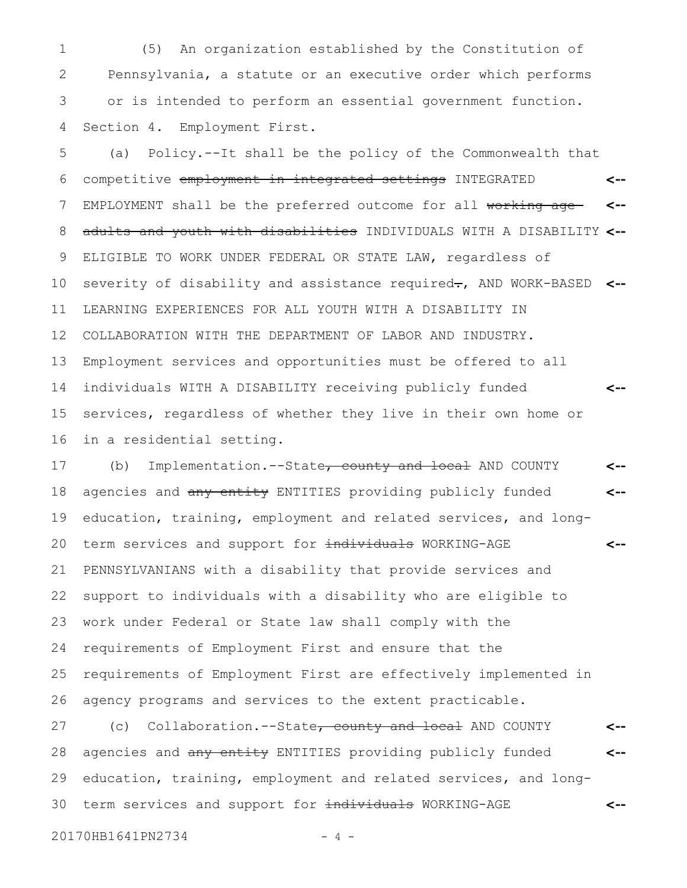(5) An organization established by the Constitution of Pennsylvania, a statute or an executive order which performs or is intended to perform an essential government function.

Section 4. Employment First.

(a) Policy.--It shall be the policy of the Commonwealth that competitive ~~employment in integrated settings~~ INTEGRATED EMPLOYMENT shall be the preferred outcome for all ~~working-age adults and youth with disabilities~~ INDIVIDUALS WITH A DISABILITY ELIGIBLE TO WORK UNDER FEDERAL OR STATE LAW, regardless of severity of disability and assistance required~~.~~, AND WORK-BASED LEARNING EXPERIENCES FOR ALL YOUTH WITH A DISABILITY IN COLLABORATION WITH THE DEPARTMENT OF LABOR AND INDUSTRY. Employment services and opportunities must be offered to all individuals WITH A DISABILITY receiving publicly funded services, regardless of whether they live in their own home or in a residential setting.

(b) Implementation.--State~~, county and local~~ AND COUNTY agencies and ~~any entity~~ ENTITIES providing publicly funded education, training, employment and related services, and long-term services and support for ~~individuals~~ WORKING-AGE PENNSYLVANIANS with a disability that provide services and support to individuals with a disability who are eligible to work under Federal or State law shall comply with the requirements of Employment First and ensure that the requirements of Employment First are effectively implemented in agency programs and services to the extent practicable.

(c) Collaboration.--State~~, county and local~~ AND COUNTY agencies and ~~any entity~~ ENTITIES providing publicly funded education, training, employment and related services, and long-term services and support for ~~individuals~~ WORKING-AGE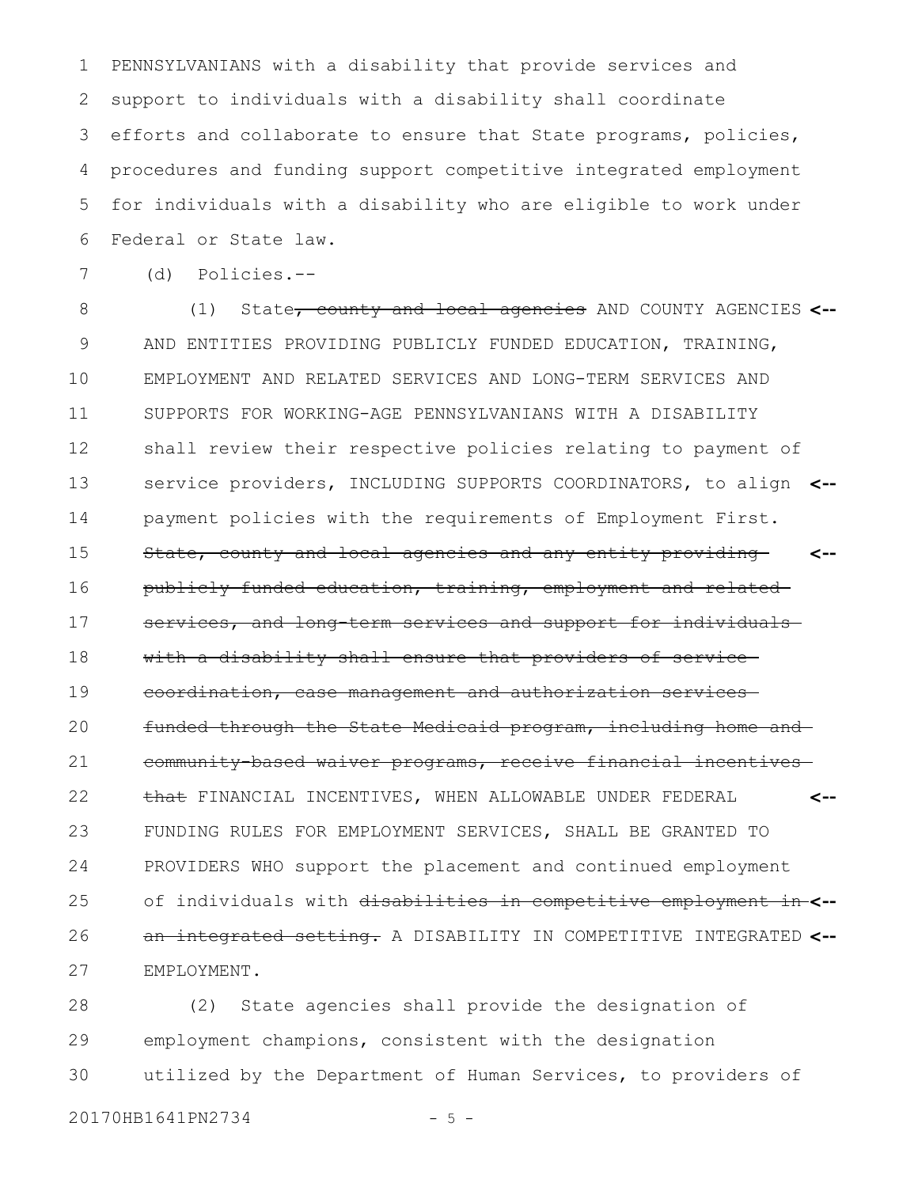PENNSYLVANIANS with a disability that provide services and support to individuals with a disability shall coordinate efforts and collaborate to ensure that State programs, policies, procedures and funding support competitive integrated employment for individuals with a disability who are eligible to work under Federal or State law.

(d) Policies.--

(1) State~~, county and local agencies~~ AND COUNTY AGENCIES AND ENTITIES PROVIDING PUBLICLY FUNDED EDUCATION, TRAINING, EMPLOYMENT AND RELATED SERVICES AND LONG-TERM SERVICES AND SUPPORTS FOR WORKING-AGE PENNSYLVANIANS WITH A DISABILITY shall review their respective policies relating to payment of service providers, INCLUDING SUPPORTS COORDINATORS, to align payment policies with the requirements of Employment First. ~~State, county and local agencies and any entity providing publicly funded education, training, employment and related services, and long-term services and support for individuals with a disability shall ensure that providers of service coordination, case management and authorization services funded through the State Medicaid program, including home and community-based waiver programs, receive financial incentives that~~ FINANCIAL INCENTIVES, WHEN ALLOWABLE UNDER FEDERAL FUNDING RULES FOR EMPLOYMENT SERVICES, SHALL BE GRANTED TO PROVIDERS WHO support the placement and continued employment of individuals with ~~disabilities in competitive employment in an integrated setting.~~ A DISABILITY IN COMPETITIVE INTEGRATED EMPLOYMENT.

(2) State agencies shall provide the designation of employment champions, consistent with the designation utilized by the Department of Human Services, to providers of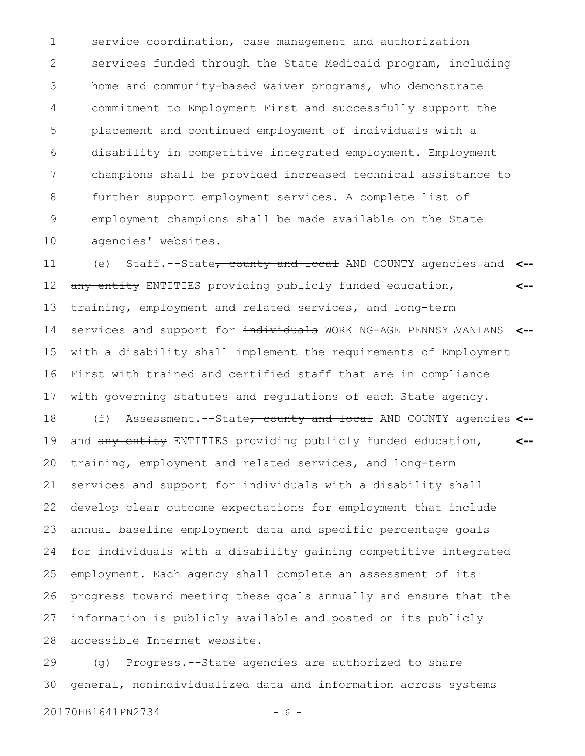service coordination, case management and authorization services funded through the State Medicaid program, including home and community-based waiver programs, who demonstrate commitment to Employment First and successfully support the placement and continued employment of individuals with a disability in competitive integrated employment. Employment champions shall be provided increased technical assistance to further support employment services. A complete list of employment champions shall be made available on the State agencies' websites.

(e) Staff.--State~~, county and local~~ AND COUNTY agencies and ~~any entity~~ ENTITIES providing publicly funded education, training, employment and related services, and long-term services and support for ~~individuals~~ WORKING-AGE PENNSYLVANIANS with a disability shall implement the requirements of Employment First with trained and certified staff that are in compliance with governing statutes and regulations of each State agency.

(f) Assessment.--State~~, county and local~~ AND COUNTY agencies and ~~any entity~~ ENTITIES providing publicly funded education, training, employment and related services, and long-term services and support for individuals with a disability shall develop clear outcome expectations for employment that include annual baseline employment data and specific percentage goals for individuals with a disability gaining competitive integrated employment. Each agency shall complete an assessment of its progress toward meeting these goals annually and ensure that the information is publicly available and posted on its publicly accessible Internet website.

(g) Progress.--State agencies are authorized to share general, nonindividualized data and information across systems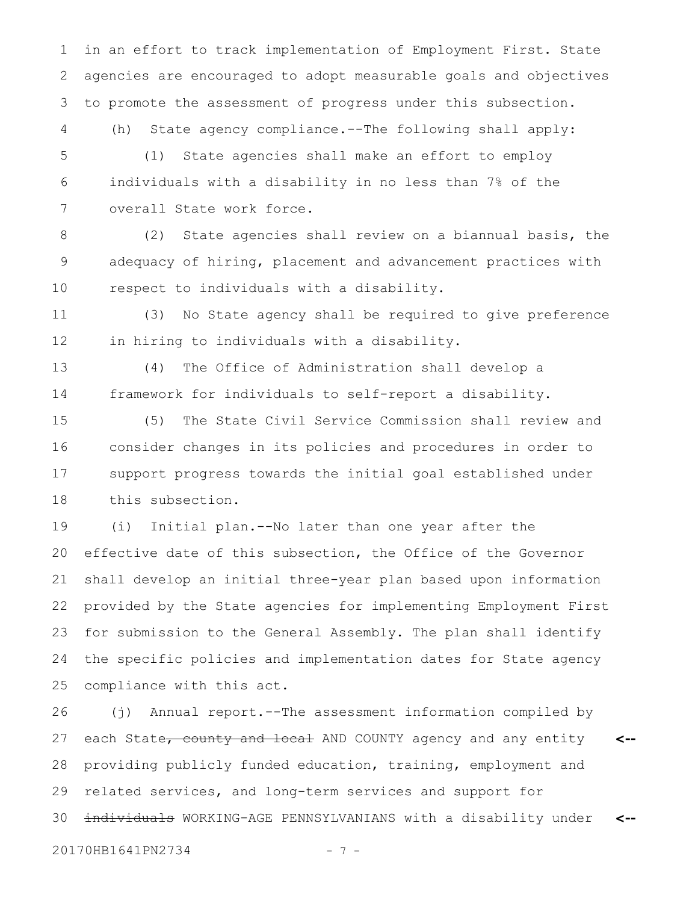in an effort to track implementation of Employment First. State agencies are encouraged to adopt measurable goals and objectives to promote the assessment of progress under this subsection.

(h) State agency compliance.--The following shall apply:

(1) State agencies shall make an effort to employ individuals with a disability in no less than 7% of the overall State work force.

(2) State agencies shall review on a biannual basis, the adequacy of hiring, placement and advancement practices with respect to individuals with a disability.

(3) No State agency shall be required to give preference in hiring to individuals with a disability.

(4) The Office of Administration shall develop a framework for individuals to self-report a disability.

(5) The State Civil Service Commission shall review and consider changes in its policies and procedures in order to support progress towards the initial goal established under this subsection.

(i) Initial plan.--No later than one year after the effective date of this subsection, the Office of the Governor shall develop an initial three-year plan based upon information provided by the State agencies for implementing Employment First for submission to the General Assembly. The plan shall identify the specific policies and implementation dates for State agency compliance with this act.

(j) Annual report.--The assessment information compiled by each State~~, county and local~~ AND COUNTY agency and any entity providing publicly funded education, training, employment and related services, and long-term services and support for ~~individuals~~ WORKING-AGE PENNSYLVANIANS with a disability under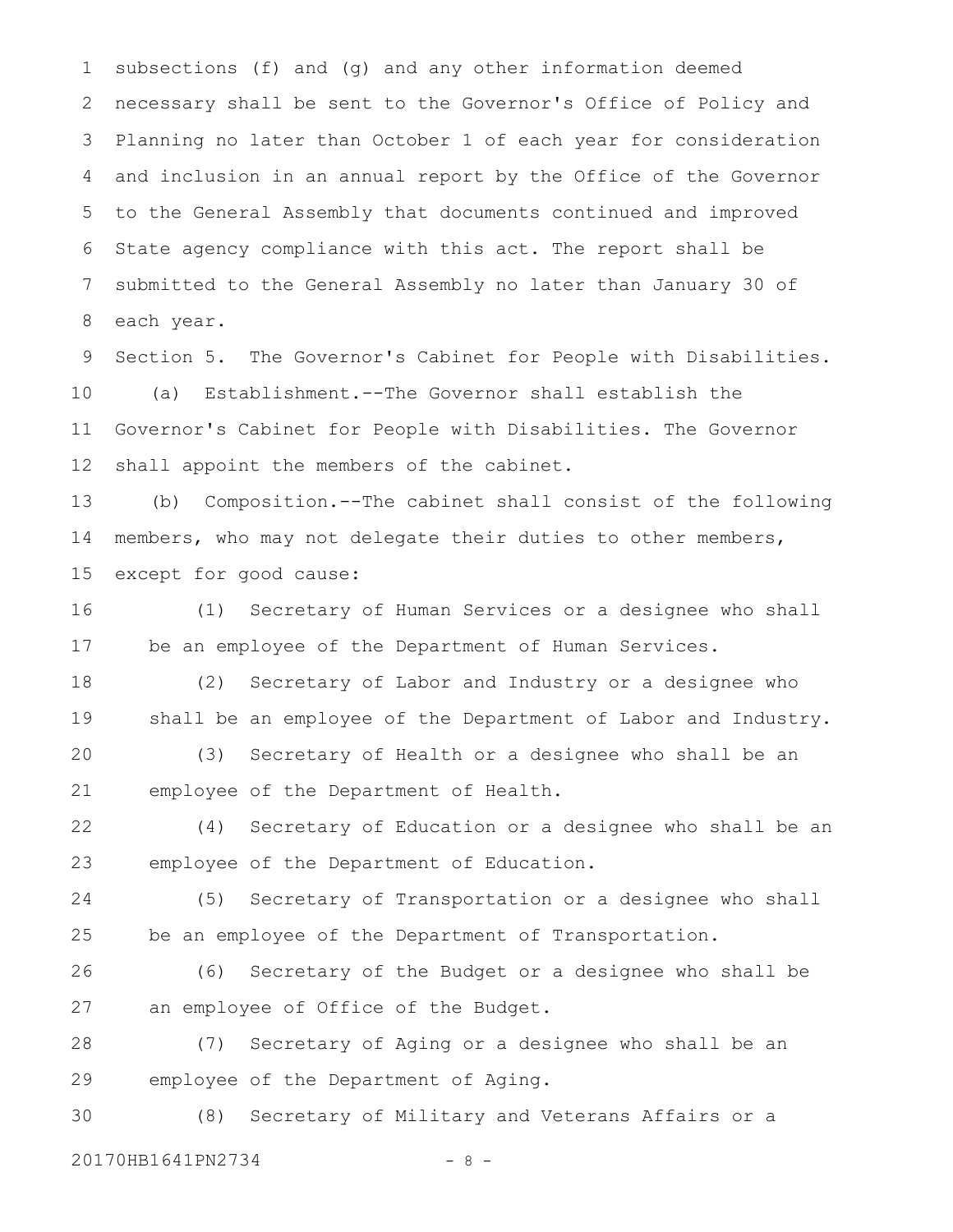subsections (f) and (g) and any other information deemed necessary shall be sent to the Governor's Office of Policy and Planning no later than October 1 of each year for consideration and inclusion in an annual report by the Office of the Governor to the General Assembly that documents continued and improved State agency compliance with this act. The report shall be submitted to the General Assembly no later than January 30 of each year.

Section 5. The Governor's Cabinet for People with Disabilities.

(a) Establishment.--The Governor shall establish the Governor's Cabinet for People with Disabilities. The Governor shall appoint the members of the cabinet.

(b) Composition.--The cabinet shall consist of the following members, who may not delegate their duties to other members, except for good cause:

(1) Secretary of Human Services or a designee who shall be an employee of the Department of Human Services.

(2) Secretary of Labor and Industry or a designee who shall be an employee of the Department of Labor and Industry.

(3) Secretary of Health or a designee who shall be an employee of the Department of Health.

(4) Secretary of Education or a designee who shall be an employee of the Department of Education.

(5) Secretary of Transportation or a designee who shall be an employee of the Department of Transportation.

(6) Secretary of the Budget or a designee who shall be an employee of Office of the Budget.

(7) Secretary of Aging or a designee who shall be an employee of the Department of Aging.

(8) Secretary of Military and Veterans Affairs or a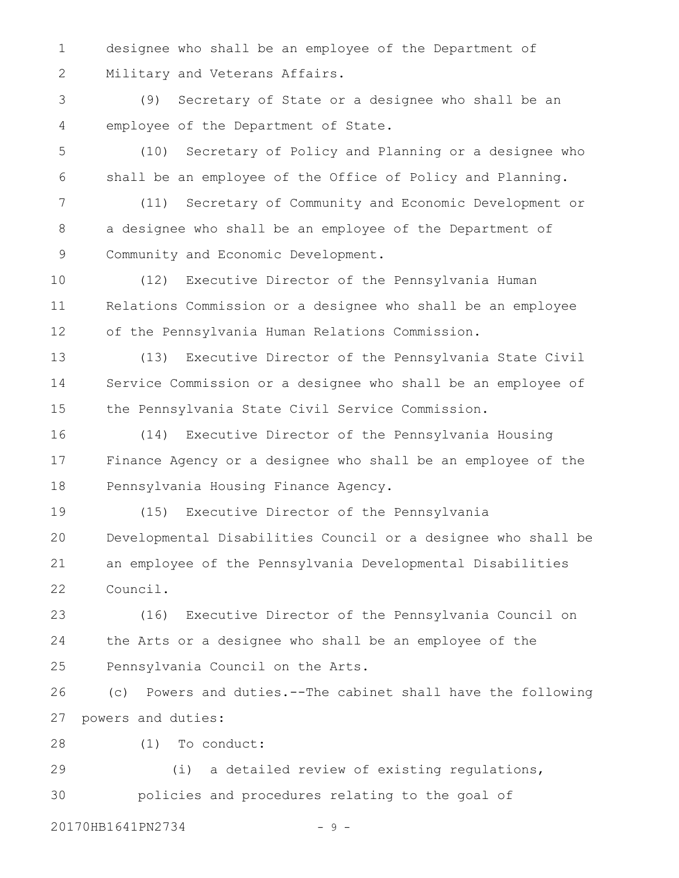designee who shall be an employee of the Department of Military and Veterans Affairs.

(9) Secretary of State or a designee who shall be an employee of the Department of State.

(10) Secretary of Policy and Planning or a designee who shall be an employee of the Office of Policy and Planning.

(11) Secretary of Community and Economic Development or a designee who shall be an employee of the Department of Community and Economic Development.

(12) Executive Director of the Pennsylvania Human Relations Commission or a designee who shall be an employee of the Pennsylvania Human Relations Commission.

(13) Executive Director of the Pennsylvania State Civil Service Commission or a designee who shall be an employee of the Pennsylvania State Civil Service Commission.

(14) Executive Director of the Pennsylvania Housing Finance Agency or a designee who shall be an employee of the Pennsylvania Housing Finance Agency.

(15) Executive Director of the Pennsylvania Developmental Disabilities Council or a designee who shall be an employee of the Pennsylvania Developmental Disabilities Council.

(16) Executive Director of the Pennsylvania Council on the Arts or a designee who shall be an employee of the Pennsylvania Council on the Arts.

(c) Powers and duties.--The cabinet shall have the following powers and duties:

(1) To conduct:

(i) a detailed review of existing regulations, policies and procedures relating to the goal of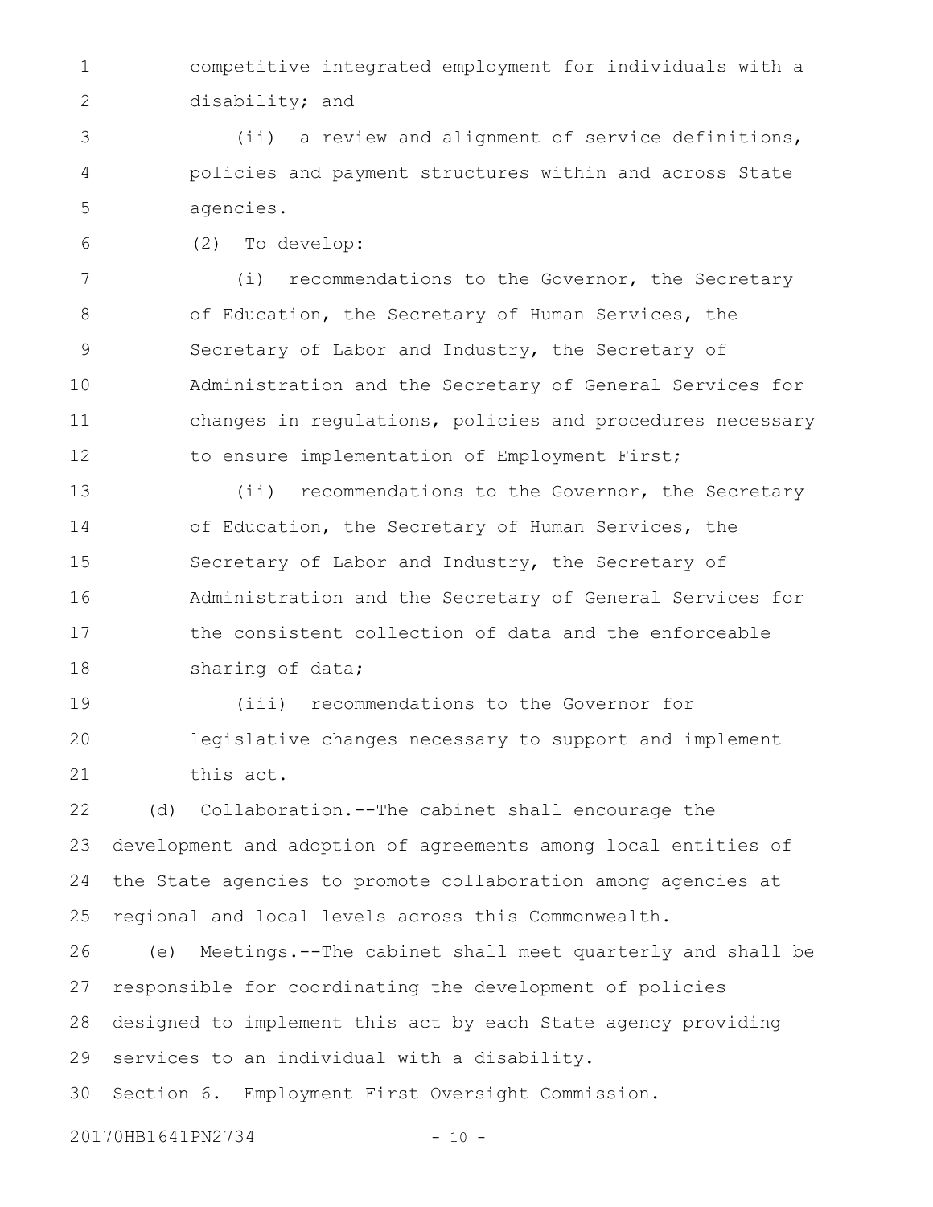competitive integrated employment for individuals with a disability; and

(ii) a review and alignment of service definitions, policies and payment structures within and across State agencies.

(2) To develop:

(i) recommendations to the Governor, the Secretary of Education, the Secretary of Human Services, the Secretary of Labor and Industry, the Secretary of Administration and the Secretary of General Services for changes in regulations, policies and procedures necessary to ensure implementation of Employment First;

(ii) recommendations to the Governor, the Secretary of Education, the Secretary of Human Services, the Secretary of Labor and Industry, the Secretary of Administration and the Secretary of General Services for the consistent collection of data and the enforceable sharing of data;

(iii) recommendations to the Governor for legislative changes necessary to support and implement this act.

(d) Collaboration.--The cabinet shall encourage the development and adoption of agreements among local entities of the State agencies to promote collaboration among agencies at regional and local levels across this Commonwealth.

(e) Meetings.--The cabinet shall meet quarterly and shall be responsible for coordinating the development of policies designed to implement this act by each State agency providing services to an individual with a disability.

Section 6. Employment First Oversight Commission.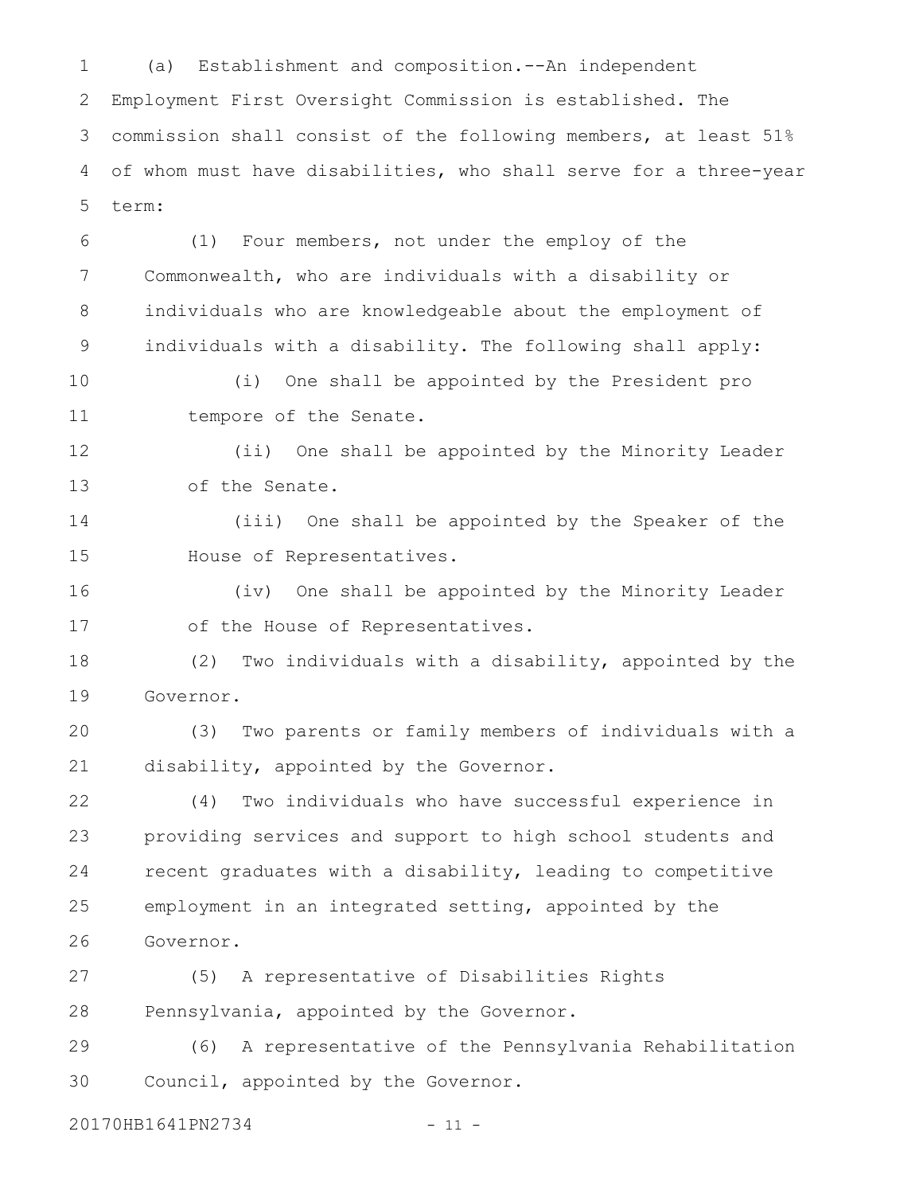(a) Establishment and composition.--An independent Employment First Oversight Commission is established. The commission shall consist of the following members, at least 51% of whom must have disabilities, who shall serve for a three-year term:

(1) Four members, not under the employ of the Commonwealth, who are individuals with a disability or individuals who are knowledgeable about the employment of individuals with a disability. The following shall apply:

(i) One shall be appointed by the President pro tempore of the Senate.

(ii) One shall be appointed by the Minority Leader of the Senate.

(iii) One shall be appointed by the Speaker of the House of Representatives.

(iv) One shall be appointed by the Minority Leader of the House of Representatives.

(2) Two individuals with a disability, appointed by the Governor.

(3) Two parents or family members of individuals with a disability, appointed by the Governor.

(4) Two individuals who have successful experience in providing services and support to high school students and recent graduates with a disability, leading to competitive employment in an integrated setting, appointed by the Governor.

(5) A representative of Disabilities Rights Pennsylvania, appointed by the Governor.

(6) A representative of the Pennsylvania Rehabilitation Council, appointed by the Governor.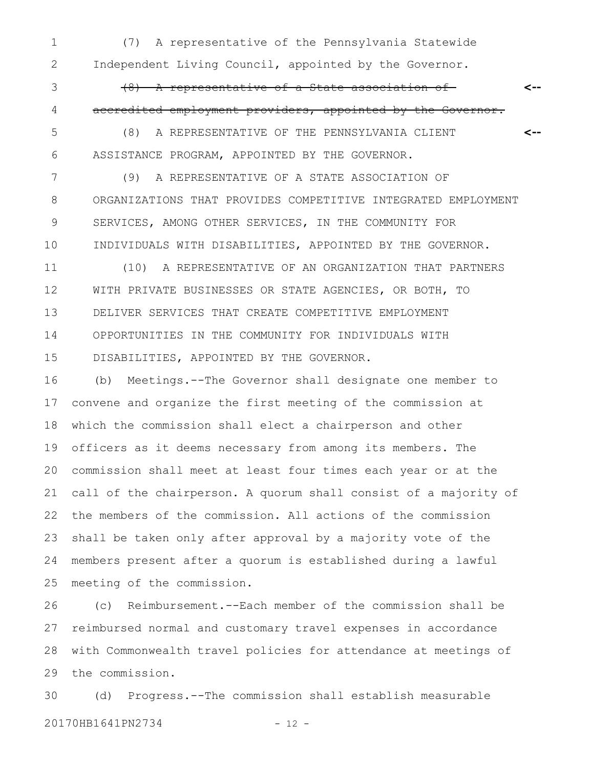(7) A representative of the Pennsylvania Statewide Independent Living Council, appointed by the Governor.

~~(8) A representative of a State association of accredited employment providers, appointed by the Governor.~~ <--

(8) A REPRESENTATIVE OF THE PENNSYLVANIA CLIENT ASSISTANCE PROGRAM, APPOINTED BY THE GOVERNOR. <--

(9) A REPRESENTATIVE OF A STATE ASSOCIATION OF ORGANIZATIONS THAT PROVIDES COMPETITIVE INTEGRATED EMPLOYMENT SERVICES, AMONG OTHER SERVICES, IN THE COMMUNITY FOR INDIVIDUALS WITH DISABILITIES, APPOINTED BY THE GOVERNOR.

(10) A REPRESENTATIVE OF AN ORGANIZATION THAT PARTNERS WITH PRIVATE BUSINESSES OR STATE AGENCIES, OR BOTH, TO DELIVER SERVICES THAT CREATE COMPETITIVE EMPLOYMENT OPPORTUNITIES IN THE COMMUNITY FOR INDIVIDUALS WITH DISABILITIES, APPOINTED BY THE GOVERNOR.

(b) Meetings.--The Governor shall designate one member to convene and organize the first meeting of the commission at which the commission shall elect a chairperson and other officers as it deems necessary from among its members. The commission shall meet at least four times each year or at the call of the chairperson. A quorum shall consist of a majority of the members of the commission. All actions of the commission shall be taken only after approval by a majority vote of the members present after a quorum is established during a lawful meeting of the commission.

(c) Reimbursement.--Each member of the commission shall be reimbursed normal and customary travel expenses in accordance with Commonwealth travel policies for attendance at meetings of the commission.

(d) Progress.--The commission shall establish measurable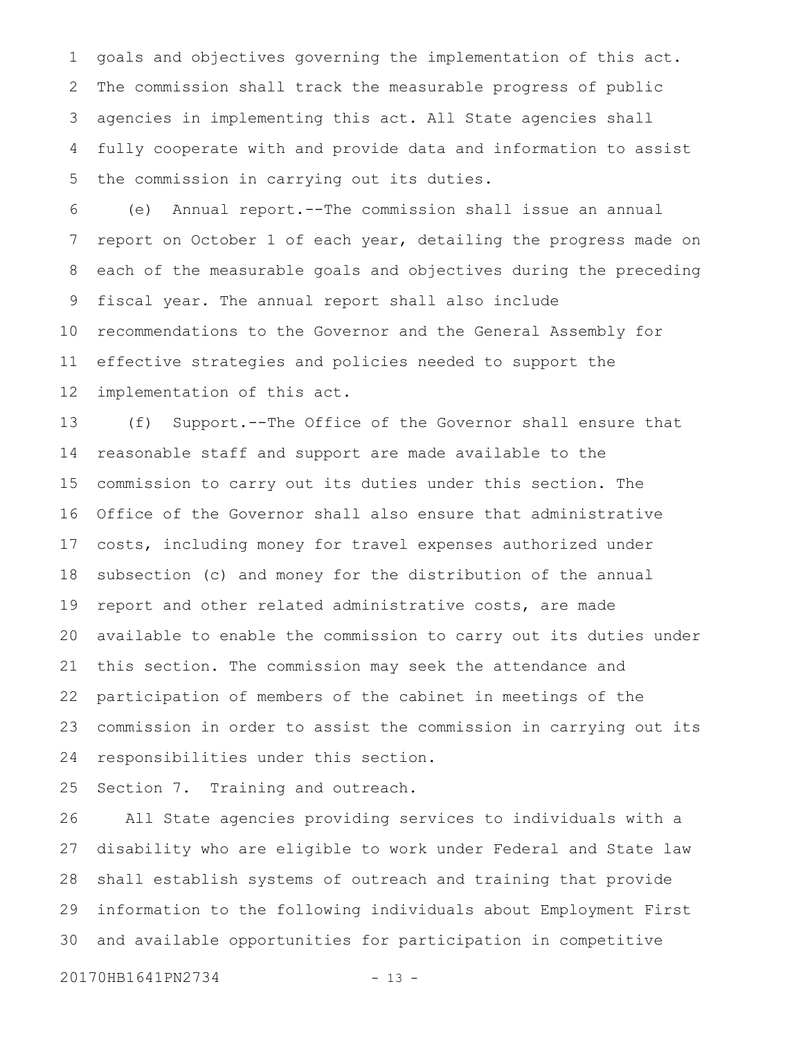goals and objectives governing the implementation of this act. The commission shall track the measurable progress of public agencies in implementing this act. All State agencies shall fully cooperate with and provide data and information to assist the commission in carrying out its duties.

(e) Annual report.--The commission shall issue an annual report on October 1 of each year, detailing the progress made on each of the measurable goals and objectives during the preceding fiscal year. The annual report shall also include recommendations to the Governor and the General Assembly for effective strategies and policies needed to support the implementation of this act.

(f) Support.--The Office of the Governor shall ensure that reasonable staff and support are made available to the commission to carry out its duties under this section. The Office of the Governor shall also ensure that administrative costs, including money for travel expenses authorized under subsection (c) and money for the distribution of the annual report and other related administrative costs, are made available to enable the commission to carry out its duties under this section. The commission may seek the attendance and participation of members of the cabinet in meetings of the commission in order to assist the commission in carrying out its responsibilities under this section.

Section 7. Training and outreach.

All State agencies providing services to individuals with a disability who are eligible to work under Federal and State law shall establish systems of outreach and training that provide information to the following individuals about Employment First and available opportunities for participation in competitive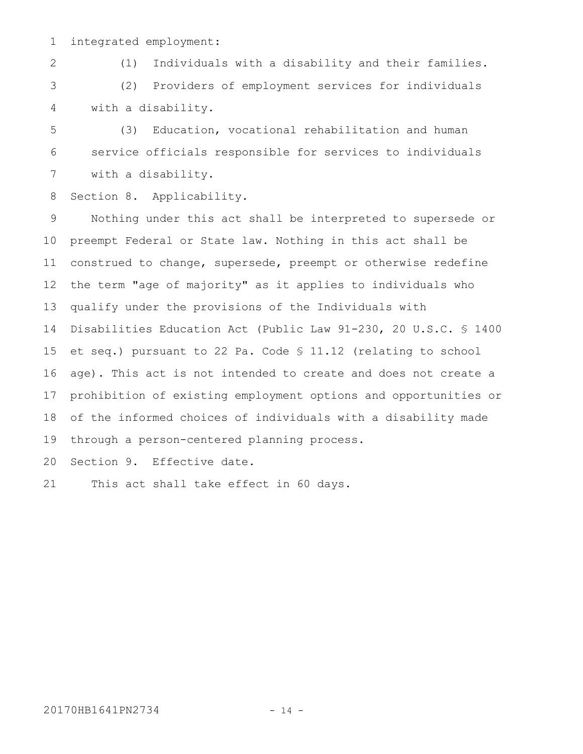integrated employment:

(1) Individuals with a disability and their families.

(2) Providers of employment services for individuals with a disability.

(3) Education, vocational rehabilitation and human service officials responsible for services to individuals with a disability.

Section 8. Applicability.

Nothing under this act shall be interpreted to supersede or preempt Federal or State law. Nothing in this act shall be construed to change, supersede, preempt or otherwise redefine the term "age of majority" as it applies to individuals who qualify under the provisions of the Individuals with Disabilities Education Act (Public Law 91-230, 20 U.S.C. § 1400 et seq.) pursuant to 22 Pa. Code § 11.12 (relating to school age). This act is not intended to create and does not create a prohibition of existing employment options and opportunities or of the informed choices of individuals with a disability made through a person-centered planning process.

Section 9. Effective date.

This act shall take effect in 60 days.